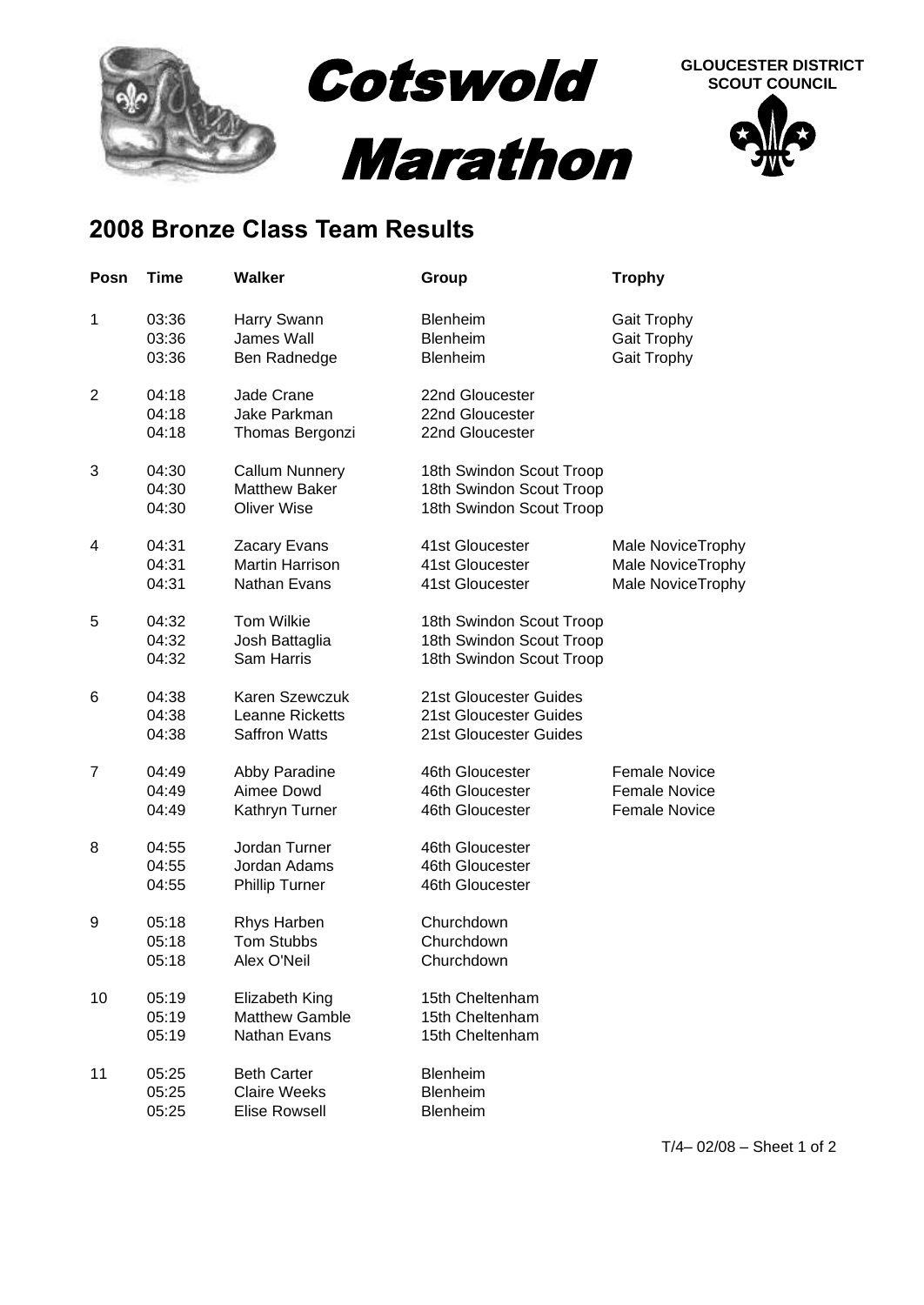# Cotswold Marathon

**GLOUCESTER DISTRICT SCOUT COUNCIL**

## 2008 Bronze Class Team Results

| Posn | Time | Walker | Group | Trophy |
|---|---|---|---|---|
| 1 | 03:36 | Harry Swann | Blenheim | Gait Trophy |
| | 03:36 | James Wall | Blenheim | Gait Trophy |
| | 03:36 | Ben Radnedge | Blenheim | Gait Trophy |
| 2 | 04:18 | Jade Crane | 22nd Gloucester | |
| | 04:18 | Jake Parkman | 22nd Gloucester | |
| | 04:18 | Thomas Bergonzi | 22nd Gloucester | |
| 3 | 04:30 | Callum Nunnery | 18th Swindon Scout Troop | |
| | 04:30 | Matthew Baker | 18th Swindon Scout Troop | |
| | 04:30 | Oliver Wise | 18th Swindon Scout Troop | |
| 4 | 04:31 | Zacary Evans | 41st Gloucester | Male NoviceTrophy |
| | 04:31 | Martin Harrison | 41st Gloucester | Male NoviceTrophy |
| | 04:31 | Nathan Evans | 41st Gloucester | Male NoviceTrophy |
| 5 | 04:32 | Tom Wilkie | 18th Swindon Scout Troop | |
| | 04:32 | Josh Battaglia | 18th Swindon Scout Troop | |
| | 04:32 | Sam Harris | 18th Swindon Scout Troop | |
| 6 | 04:38 | Karen Szewczuk | 21st Gloucester Guides | |
| | 04:38 | Leanne Ricketts | 21st Gloucester Guides | |
| | 04:38 | Saffron Watts | 21st Gloucester Guides | |
| 7 | 04:49 | Abby Paradine | 46th Gloucester | Female Novice |
| | 04:49 | Aimee Dowd | 46th Gloucester | Female Novice |
| | 04:49 | Kathryn Turner | 46th Gloucester | Female Novice |
| 8 | 04:55 | Jordan Turner | 46th Gloucester | |
| | 04:55 | Jordan Adams | 46th Gloucester | |
| | 04:55 | Phillip Turner | 46th Gloucester | |
| 9 | 05:18 | Rhys Harben | Churchdown | |
| | 05:18 | Tom Stubbs | Churchdown | |
| | 05:18 | Alex O'Neil | Churchdown | |
| 10 | 05:19 | Elizabeth King | 15th Cheltenham | |
| | 05:19 | Matthew Gamble | 15th Cheltenham | |
| | 05:19 | Nathan Evans | 15th Cheltenham | |
| 11 | 05:25 | Beth Carter | Blenheim | |
| | 05:25 | Claire Weeks | Blenheim | |
| | 05:25 | Elise Rowsell | Blenheim | |

T/4– 02/08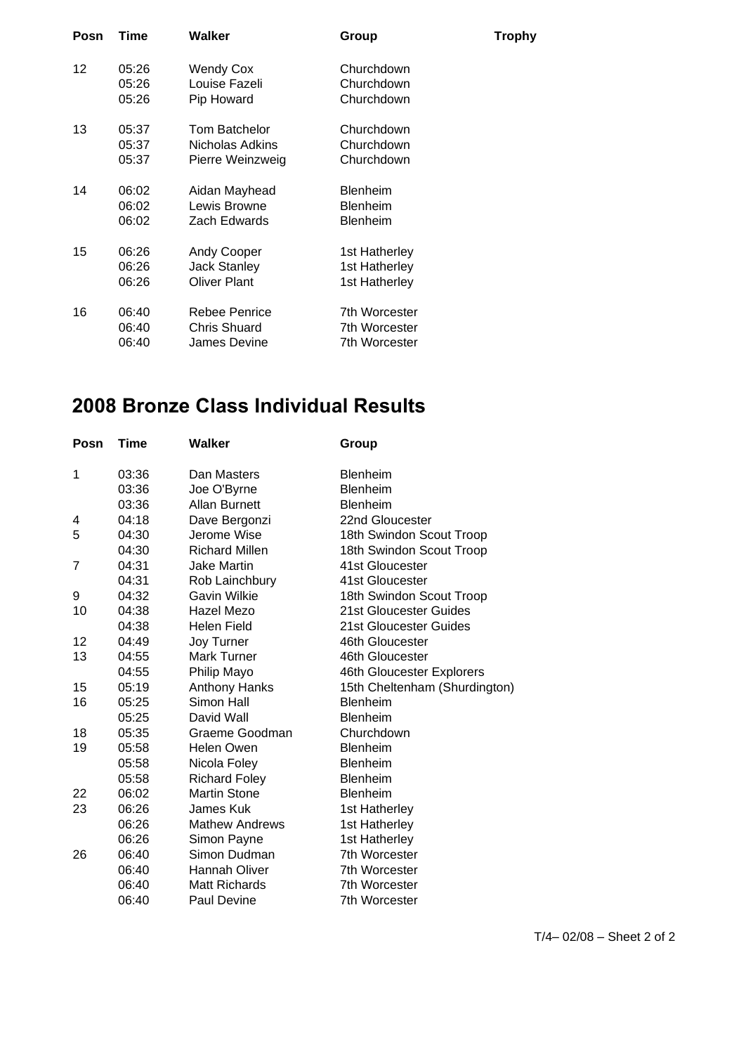| Posn | Time | Walker | Group | Trophy |
|---|---|---|---|---|
| 12 | 05:26 | Wendy Cox | Churchdown | |
| | 05:26 | Louise Fazeli | Churchdown | |
| | 05:26 | Pip Howard | Churchdown | |
| 13 | 05:37 | Tom Batchelor | Churchdown | |
| | 05:37 | Nicholas Adkins | Churchdown | |
| | 05:37 | Pierre Weinzweig | Churchdown | |
| 14 | 06:02 | Aidan Mayhead | Blenheim | |
| | 06:02 | Lewis Browne | Blenheim | |
| | 06:02 | Zach Edwards | Blenheim | |
| 15 | 06:26 | Andy Cooper | 1st Hatherley | |
| | 06:26 | Jack Stanley | 1st Hatherley | |
| | 06:26 | Oliver Plant | 1st Hatherley | |
| 16 | 06:40 | Rebee Penrice | 7th Worcester | |
| | 06:40 | Chris Shuard | 7th Worcester | |
| | 06:40 | James Devine | 7th Worcester | |

## 2008 Bronze Class Individual Results

| Posn | Time | Walker | Group |
|---|---|---|---|
| 1 | 03:36 | Dan Masters | Blenheim |
| | 03:36 | Joe O'Byrne | Blenheim |
| | 03:36 | Allan Burnett | Blenheim |
| 4 | 04:18 | Dave Bergonzi | 22nd Gloucester |
| 5 | 04:30 | Jerome Wise | 18th Swindon Scout Troop |
| | 04:30 | Richard Millen | 18th Swindon Scout Troop |
| 7 | 04:31 | Jake Martin | 41st Gloucester |
| | 04:31 | Rob Lainchbury | 41st Gloucester |
| 9 | 04:32 | Gavin Wilkie | 18th Swindon Scout Troop |
| 10 | 04:38 | Hazel Mezo | 21st Gloucester Guides |
| | 04:38 | Helen Field | 21st Gloucester Guides |
| 12 | 04:49 | Joy Turner | 46th Gloucester |
| 13 | 04:55 | Mark Turner | 46th Gloucester |
| | 04:55 | Philip Mayo | 46th Gloucester Explorers |
| 15 | 05:19 | Anthony Hanks | 15th Cheltenham (Shurdington) |
| 16 | 05:25 | Simon Hall | Blenheim |
| | 05:25 | David Wall | Blenheim |
| 18 | 05:35 | Graeme Goodman | Churchdown |
| 19 | 05:58 | Helen Owen | Blenheim |
| | 05:58 | Nicola Foley | Blenheim |
| | 05:58 | Richard Foley | Blenheim |
| 22 | 06:02 | Martin Stone | Blenheim |
| 23 | 06:26 | James Kuk | 1st Hatherley |
| | 06:26 | Mathew Andrews | 1st Hatherley |
| | 06:26 | Simon Payne | 1st Hatherley |
| 26 | 06:40 | Simon Dudman | 7th Worcester |
| | 06:40 | Hannah Oliver | 7th Worcester |
| | 06:40 | Matt Richards | 7th Worcester |
| | 06:40 | Paul Devine | 7th Worcester |

T/4– 02/08 – Sheet 2 of 2